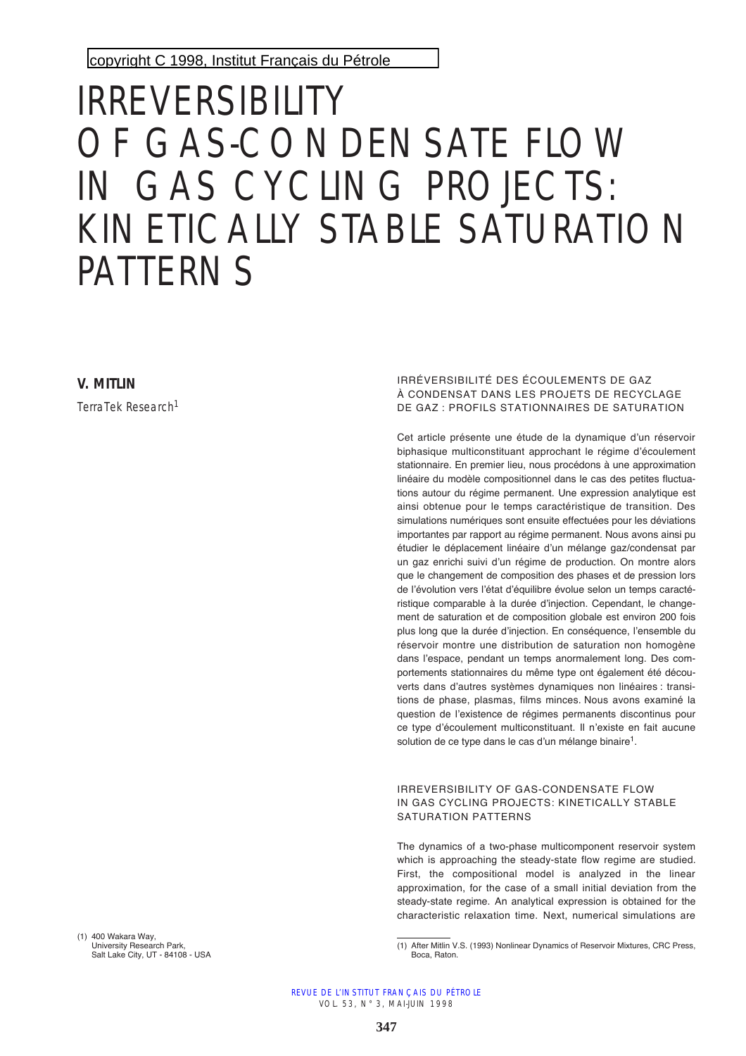copyright C 1998, Institut Français du Pétrole

# IRREVERSIBILITY OF GAS-CONDENSATE FLOW IN GAS CYCLING PROJECTS: KINETICALLY STABLE SATURATION PATTERNS

**V. MITLIN**

*TerraTek Research*[1]

(1) 400 Wakara Way,
University Research Park,
Salt Lake City, UT - 84108 - USA

IRRÉVERSIBILITÉ DES ÉCOULEMENTS DE GAZ À CONDENSAT DANS LES PROJETS DE RECYCLAGE DE GAZ : PROFILS STATIONNAIRES DE SATURATION

Cet article présente une étude de la dynamique d'un réservoir biphasique multiconstituant approchant le régime d'écoulement stationnaire. En premier lieu, nous procédons à une approximation linéaire du modèle compositionnel dans le cas des petites fluctuations autour du régime permanent. Une expression analytique est ainsi obtenue pour le temps caractéristique de transition. Des simulations numériques sont ensuite effectuées pour les déviations importantes par rapport au régime permanent. Nous avons ainsi pu étudier le déplacement linéaire d'un mélange gaz/condensat par un gaz enrichi suivi d'un régime de production. On montre alors que le changement de composition des phases et de pression lors de l'évolution vers l'état d'équilibre évolue selon un temps caractéristique comparable à la durée d'injection. Cependant, le changement de saturation et de composition globale est environ 200 fois plus long que la durée d'injection. En conséquence, l'ensemble du réservoir montre une distribution de saturation non homogène dans l'espace, pendant un temps anormalement long. Des comportements stationnaires du même type ont également été découverts dans d'autres systèmes dynamiques non linéaires : transitions de phase, plasmas, films minces. Nous avons examiné la question de l'existence de régimes permanents discontinus pour ce type d'écoulement multiconstituant. Il n'existe en fait aucune solution de ce type dans le cas d'un mélange binaire[1].

IRREVERSIBILITY OF GAS-CONDENSATE FLOW IN GAS CYCLING PROJECTS: KINETICALLY STABLE SATURATION PATTERNS

The dynamics of a two-phase multicomponent reservoir system which is approaching the steady-state flow regime are studied. First, the compositional model is analyzed in the linear approximation, for the case of a small initial deviation from the steady-state regime. An analytical expression is obtained for the characteristic relaxation time. Next, numerical simulations are

(1) After Mitlin V.S. (1993) Nonlinear Dynamics of Reservoir Mixtures, CRC Press, Boca, Raton.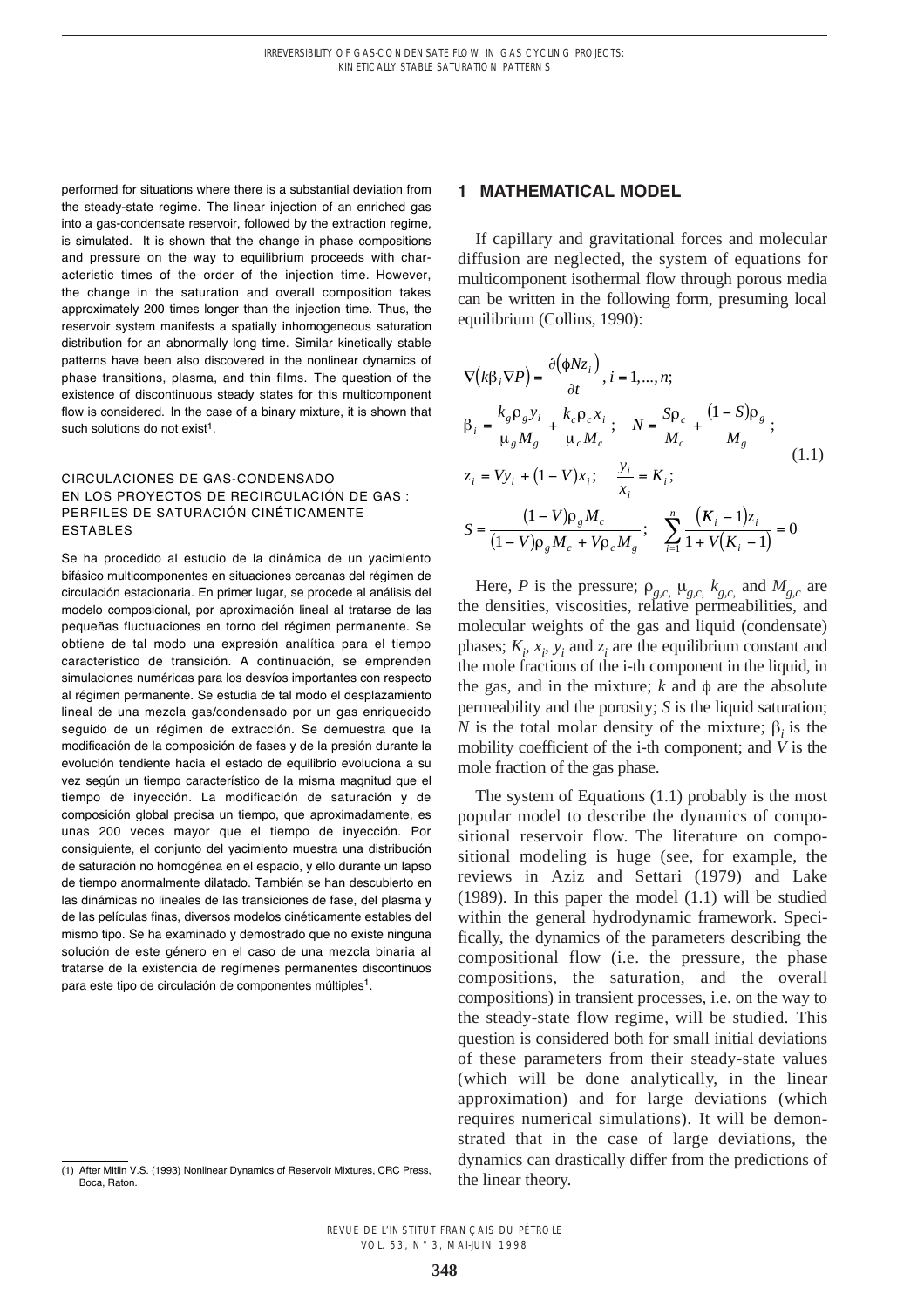performed for situations where there is a substantial deviation from the steady-state regime. The linear injection of an enriched gas into a gas-condensate reservoir, followed by the extraction regime, is simulated. It is shown that the change in phase compositions and pressure on the way to equilibrium proceeds with characteristic times of the order of the injection time. However, the change in the saturation and overall composition takes approximately 200 times longer than the injection time. Thus, the reservoir system manifests a spatially inhomogeneous saturation distribution for an abnormally long time. Similar kinetically stable patterns have been also discovered in the nonlinear dynamics of phase transitions, plasma, and thin films. The question of the existence of discontinuous steady states for this multicomponent flow is considered. In the case of a binary mixture, it is shown that such solutions do not exist[1].

CIRCULACIONES DE GAS-CONDENSADO EN LOS PROYECTOS DE RECIRCULACIÓN DE GAS : PERFILES DE SATURACIÓN CINÉTICAMENTE ESTABLES

Se ha procedido al estudio de la dinámica de un yacimiento bifásico multicomponentes en situaciones cercanas del régimen de circulación estacionaria. En primer lugar, se procede al análisis del modelo composicional, por aproximación lineal al tratarse de las pequeñas fluctuaciones en torno del régimen permanente. Se obtiene de tal modo una expresión analítica para el tiempo característico de transición. A continuación, se emprenden simulaciones numéricas para los desvíos importantes con respecto al régimen permanente. Se estudia de tal modo el desplazamiento lineal de una mezcla gas/condensado por un gas enriquecido seguido de un régimen de extracción. Se demuestra que la modificación de la composición de fases y de la presión durante la evolución tendiente hacia el estado de equilibrio evoluciona a su vez según un tiempo característico de la misma magnitud que el tiempo de inyección. La modificación de saturación y de composición global precisa un tiempo, que aproximadamente, es unas 200 veces mayor que el tiempo de inyección. Por consiguiente, el conjunto del yacimiento muestra una distribución de saturación no homogénea en el espacio, y ello durante un lapso de tiempo anormalmente dilatado. También se han descubierto en las dinámicas no lineales de las transiciones de fase, del plasma y de las películas finas, diversos modelos cinéticamente estables del mismo tipo. Se ha examinado y demostrado que no existe ninguna solución de este género en el caso de una mezcla binaria al tratarse de la existencia de regímenes permanentes discontinuos para este tipo de circulación de componentes múltiples[1].

(1) After Mitlin V.S. (1993) Nonlinear Dynamics of Reservoir Mixtures, CRC Press, Boca, Raton.

## 1 MATHEMATICAL MODEL

If capillary and gravitational forces and molecular diffusion are neglected, the system of equations for multicomponent isothermal flow through porous media can be written in the following form, presuming local equilibrium (Collins, 1990):

$$
\begin{aligned}
&\nabla\left(k\beta_i \nabla P\right) = \frac{\partial\left(\phi N z_i\right)}{\partial t}, \; i = 1,...,n;\\
&\beta_i = \frac{k_g \rho_g y_i}{\mu_g M_g} + \frac{k_c \rho_c x_i}{\mu_c M_c}; \quad N = \frac{S\rho_c}{M_c} + \frac{(1-S)\rho_g}{M_g};\\
&z_i = V y_i + (1-V)x_i; \quad \frac{y_i}{x_i} = K_i;\\
&S = \frac{(1-V)\rho_g M_c}{(1-V)\rho_g M_c + V\rho_c M_g}; \quad \sum_{i=1}^{n} \frac{(K_i - 1)z_i}{1 + V(K_i - 1)} = 0
\end{aligned}
\tag{1.1}
$$

Here, $P$ is the pressure; $\rho_{g,c}$, $\mu_{g,c}$, $k_{g,c}$ and $M_{g,c}$ are the densities, viscosities, relative permeabilities, and molecular weights of the gas and liquid (condensate) phases; $K_i$, $x_i$, $y_i$ and $z_i$ are the equilibrium constant and the mole fractions of the i-th component in the liquid, in the gas, and in the mixture; $k$ and $\phi$ are the absolute permeability and the porosity; $S$ is the liquid saturation; $N$ is the total molar density of the mixture; $\beta_i$ is the mobility coefficient of the i-th component; and $V$ is the mole fraction of the gas phase.

The system of Equations (1.1) probably is the most popular model to describe the dynamics of compositional reservoir flow. The literature on compositional modeling is huge (see, for example, the reviews in Aziz and Settari (1979) and Lake (1989). In this paper the model (1.1) will be studied within the general hydrodynamic framework. Specifically, the dynamics of the parameters describing the compositional flow (i.e. the pressure, the phase compositions, the saturation, and the overall compositions) in transient processes, i.e. on the way to the steady-state flow regime, will be studied. This question is considered both for small initial deviations of these parameters from their steady-state values (which will be done analytically, in the linear approximation) and for large deviations (which requires numerical simulations). It will be demonstrated that in the case of large deviations, the dynamics can drastically differ from the predictions of the linear theory.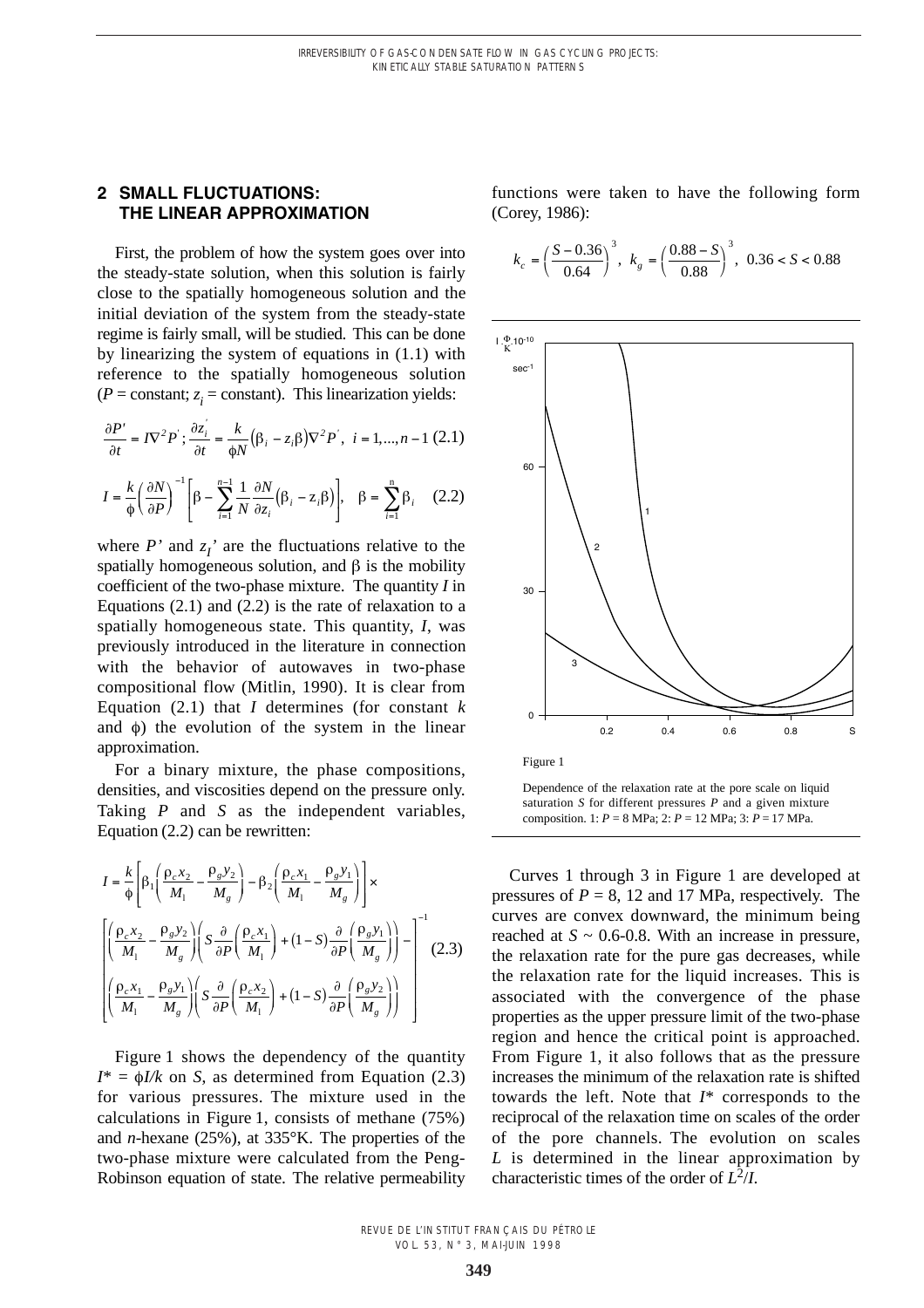## 2 SMALL FLUCTUATIONS: THE LINEAR APPROXIMATION

First, the problem of how the system goes over into the steady-state solution, when this solution is fairly close to the spatially homogeneous solution and the initial deviation of the system from the steady-state regime is fairly small, will be studied. This can be done by linearizing the system of equations in (1.1) with reference to the spatially homogeneous solution ($P$ = constant; $z_i$ = constant). This linearization yields:

$$\frac{\partial P'}{\partial t} = I\nabla^2 P' ; \frac{\partial z_i'}{\partial t} = \frac{k}{\phi N}\left(\beta_i - z_i\beta\right)\nabla^2 P', \quad i = 1,...,n-1 \quad (2.1)$$

$$I = \frac{k}{\phi}\left(\frac{\partial N}{\partial P}\right)^{-1}\left[\beta - \sum_{i=1}^{n-1}\frac{1}{N}\frac{\partial N}{\partial z_i}\left(\beta_i - z_i\beta\right)\right], \quad \beta = \sum_{i=1}^{n}\beta_i \quad (2.2)$$

where $P'$ and $z_I'$ are the fluctuations relative to the spatially homogeneous solution, and $\beta$ is the mobility coefficient of the two-phase mixture. The quantity $I$ in Equations (2.1) and (2.2) is the rate of relaxation to a spatially homogeneous state. This quantity, $I$, was previously introduced in the literature in connection with the behavior of autowaves in two-phase compositional flow (Mitlin, 1990). It is clear from Equation (2.1) that $I$ determines (for constant $k$ and $\phi$) the evolution of the system in the linear approximation.

For a binary mixture, the phase compositions, densities, and viscosities depend on the pressure only. Taking $P$ and $S$ as the independent variables, Equation (2.2) can be rewritten:

$$I = \frac{k}{\phi}\left[\beta_1\left(\frac{\rho_c x_2}{M_1} - \frac{\rho_g y_2}{M_g}\right) - \beta_2\left(\frac{\rho_c x_1}{M_1} - \frac{\rho_g y_1}{M_g}\right)\right] \times$$
$$\left[\left(\frac{\rho_c x_2}{M_1} - \frac{\rho_g y_2}{M_g}\right)\left(S\frac{\partial}{\partial P}\left(\frac{\rho_c x_1}{M_1}\right) + (1-S)\frac{\partial}{\partial P}\left(\frac{\rho_g y_1}{M_g}\right)\right) - \left(\frac{\rho_c x_1}{M_1} - \frac{\rho_g y_1}{M_g}\right)\left(S\frac{\partial}{\partial P}\left(\frac{\rho_c x_2}{M_1}\right) + (1-S)\frac{\partial}{\partial P}\left(\frac{\rho_g y_2}{M_g}\right)\right)\right]^{-1} \quad (2.3)$$

Figure 1 shows the dependency of the quantity $I^* = \phi I/k$ on $S$, as determined from Equation (2.3) for various pressures. The mixture used in the calculations in Figure 1, consists of methane (75%) and $n$-hexane (25%), at 335°K. The properties of the two-phase mixture were calculated from the Peng-Robinson equation of state. The relative permeability functions were taken to have the following form (Corey, 1986):

$$k_c = \left(\frac{S - 0.36}{0.64}\right)^3, \; k_g = \left(\frac{0.88 - S}{0.88}\right)^3, \; 0.36 < S < 0.88$$

Figure 1

Dependence of the relaxation rate at the pore scale on liquid saturation $S$ for different pressures $P$ and a given mixture composition. 1: $P$ = 8 MPa; 2: $P$ = 12 MPa; 3: $P$ = 17 MPa.

Curves 1 through 3 in Figure 1 are developed at pressures of $P$ = 8, 12 and 17 MPa, respectively. The curves are convex downward, the minimum being reached at $S$ ~ 0.6-0.8. With an increase in pressure, the relaxation rate for the pure gas decreases, while the relaxation rate for the liquid increases. This is associated with the convergence of the phase properties as the upper pressure limit of the two-phase region and hence the critical point is approached. From Figure 1, it also follows that as the pressure increases the minimum of the relaxation rate is shifted towards the left. Note that $I^*$ corresponds to the reciprocal of the relaxation time on scales of the order of the pore channels. The evolution on scales $L$ is determined in the linear approximation by characteristic times of the order of $L^2/I$.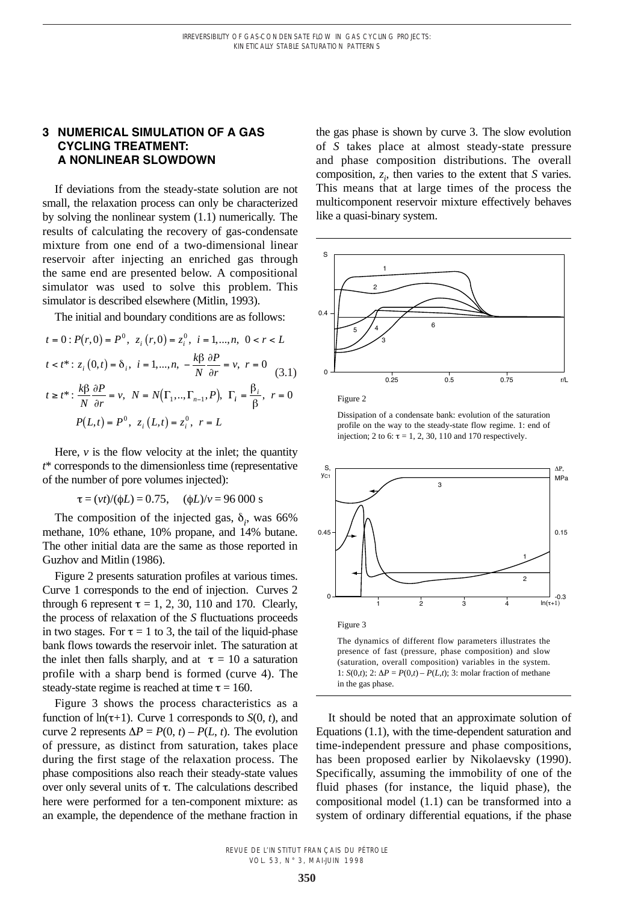## 3 NUMERICAL SIMULATION OF A GAS CYCLING TREATMENT: A NONLINEAR SLOWDOWN

If deviations from the steady-state solution are not small, the relaxation process can only be characterized by solving the nonlinear system (1.1) numerically. The results of calculating the recovery of gas-condensate mixture from one end of a two-dimensional linear reservoir after injecting an enriched gas through the same end are presented below. A compositional simulator was used to solve this problem. This simulator is described elsewhere (Mitlin, 1993).

The initial and boundary conditions are as follows:

$$
\begin{aligned}
&t = 0: P(r,0) = P^0,\ z_i(r,0) = z_i^0,\ i = 1,...,n,\ 0 < r < L \\
&t < t^*: z_i(0,t) = \delta_i,\ i = 1,...,n,\ -\frac{k\beta}{N}\frac{\partial P}{\partial r} = v,\ r = 0 \\
&t \geq t^*: \frac{k\beta}{N}\frac{\partial P}{\partial r} = v,\ N = N(\Gamma_1,..,\Gamma_{n-1},P),\ \Gamma_i = \frac{\beta_i}{\beta},\ r = 0 \\
&P(L,t) = P^0,\ z_i(L,t) = z_i^0,\ r = L
\end{aligned}
\tag{3.1}
$$

Here, $v$ is the flow velocity at the inlet; the quantity $t^*$ corresponds to the dimensionless time (representative of the number of pore volumes injected):

$$\tau = (vt)/(\phi L) = 0.75, \quad (\phi L)/v = 96\,000 \text{ s}$$

The composition of the injected gas, $\delta_i$, was 66% methane, 10% ethane, 10% propane, and 14% butane. The other initial data are the same as those reported in Guzhov and Mitlin (1986).

Figure 2 presents saturation profiles at various times. Curve 1 corresponds to the end of injection. Curves 2 through 6 represent $\tau$ = 1, 2, 30, 110 and 170. Clearly, the process of relaxation of the $S$ fluctuations proceeds in two stages. For $\tau$ = 1 to 3, the tail of the liquid-phase bank flows towards the reservoir inlet. The saturation at the inlet then falls sharply, and at $\tau$ = 10 a saturation profile with a sharp bend is formed (curve 4). The steady-state regime is reached at time $\tau$ = 160.

Figure 3 shows the process characteristics as a function of $\ln(\tau+1)$. Curve 1 corresponds to $S(0, t)$, and curve 2 represents $\Delta P = P(0, t) - P(L, t)$. The evolution of pressure, as distinct from saturation, takes place during the first stage of the relaxation process. The phase compositions also reach their steady-state values over only several units of $\tau$. The calculations described here were performed for a ten-component mixture: as an example, the dependence of the methane fraction in the gas phase is shown by curve 3. The slow evolution of $S$ takes place at almost steady-state pressure and phase composition distributions. The overall composition, $z_i$, then varies to the extent that $S$ varies. This means that at large times of the process the multicomponent reservoir mixture effectively behaves like a quasi-binary system.

Figure 2

Dissipation of a condensate bank: evolution of the saturation profile on the way to the steady-state flow regime. 1: end of injection; 2 to 6: $\tau$ = 1, 2, 30, 110 and 170 respectively.

Figure 3

The dynamics of different flow parameters illustrates the presence of fast (pressure, phase composition) and slow (saturation, overall composition) variables in the system. 1: $S(0,t)$; 2: $\Delta P = P(0,t) - P(L,t)$; 3: molar fraction of methane in the gas phase.

It should be noted that an approximate solution of Equations (1.1), with the time-dependent saturation and time-independent pressure and phase compositions, has been proposed earlier by Nikolaevsky (1990). Specifically, assuming the immobility of one of the fluid phases (for instance, the liquid phase), the compositional model (1.1) can be transformed into a system of ordinary differential equations, if the phase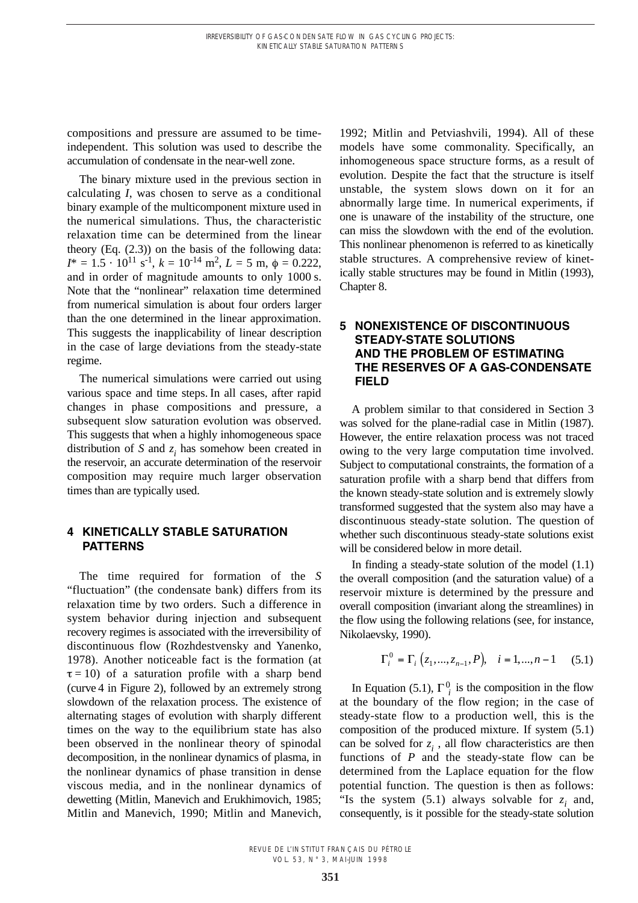compositions and pressure are assumed to be time-independent. This solution was used to describe the accumulation of condensate in the near-well zone.

The binary mixture used in the previous section in calculating $I$, was chosen to serve as a conditional binary example of the multicomponent mixture used in the numerical simulations. Thus, the characteristic relaxation time can be determined from the linear theory (Eq. (2.3)) on the basis of the following data: $I^* = 1.5 \cdot 10^{11}$ s$^{-1}$, $k = 10^{-14}$ m$^2$, $L = 5$ m, $\phi = 0.222$, and in order of magnitude amounts to only 1000 s. Note that the "nonlinear" relaxation time determined from numerical simulation is about four orders larger than the one determined in the linear approximation. This suggests the inapplicability of linear description in the case of large deviations from the steady-state regime.

The numerical simulations were carried out using various space and time steps. In all cases, after rapid changes in phase compositions and pressure, a subsequent slow saturation evolution was observed. This suggests that when a highly inhomogeneous space distribution of $S$ and $z_i$ has somehow been created in the reservoir, an accurate determination of the reservoir composition may require much larger observation times than are typically used.

## 4 KINETICALLY STABLE SATURATION PATTERNS

The time required for formation of the $S$ "fluctuation" (the condensate bank) differs from its relaxation time by two orders. Such a difference in system behavior during injection and subsequent recovery regimes is associated with the irreversibility of discontinuous flow (Rozhdestvensky and Yanenko, 1978). Another noticeable fact is the formation (at $\tau = 10$) of a saturation profile with a sharp bend (curve 4 in Figure 2), followed by an extremely strong slowdown of the relaxation process. The existence of alternating stages of evolution with sharply different times on the way to the equilibrium state has also been observed in the nonlinear theory of spinodal decomposition, in the nonlinear dynamics of plasma, in the nonlinear dynamics of phase transition in dense viscous media, and in the nonlinear dynamics of dewetting (Mitlin, Manevich and Erukhimovich, 1985; Mitlin and Manevich, 1990; Mitlin and Manevich, 1992; Mitlin and Petviashvili, 1994). All of these models have some commonality. Specifically, an inhomogeneous space structure forms, as a result of evolution. Despite the fact that the structure is itself unstable, the system slows down on it for an abnormally large time. In numerical experiments, if one is unaware of the instability of the structure, one can miss the slowdown with the end of the evolution. This nonlinear phenomenon is referred to as kinetically stable structures. A comprehensive review of kinetically stable structures may be found in Mitlin (1993), Chapter 8.

## 5 NONEXISTENCE OF DISCONTINUOUS STEADY-STATE SOLUTIONS AND THE PROBLEM OF ESTIMATING THE RESERVES OF A GAS-CONDENSATE FIELD

A problem similar to that considered in Section 3 was solved for the plane-radial case in Mitlin (1987). However, the entire relaxation process was not traced owing to the very large computation time involved. Subject to computational constraints, the formation of a saturation profile with a sharp bend that differs from the known steady-state solution and is extremely slowly transformed suggested that the system also may have a discontinuous steady-state solution. The question of whether such discontinuous steady-state solutions exist will be considered below in more detail.

In finding a steady-state solution of the model (1.1) the overall composition (and the saturation value) of a reservoir mixture is determined by the pressure and overall composition (invariant along the streamlines) in the flow using the following relations (see, for instance, Nikolaevsky, 1990).

$$\Gamma_i^0 = \Gamma_i\left(z_1, ..., z_{n-1}, P\right), \quad i = 1, ..., n-1 \qquad (5.1)$$

In Equation (5.1), $\Gamma_i^0$ is the composition in the flow at the boundary of the flow region; in the case of steady-state flow to a production well, this is the composition of the produced mixture. If system (5.1) can be solved for $z_i$, all flow characteristics are then functions of $P$ and the steady-state flow can be determined from the Laplace equation for the flow potential function. The question is then as follows: "Is the system (5.1) always solvable for $z_i$ and, consequently, is it possible for the steady-state solution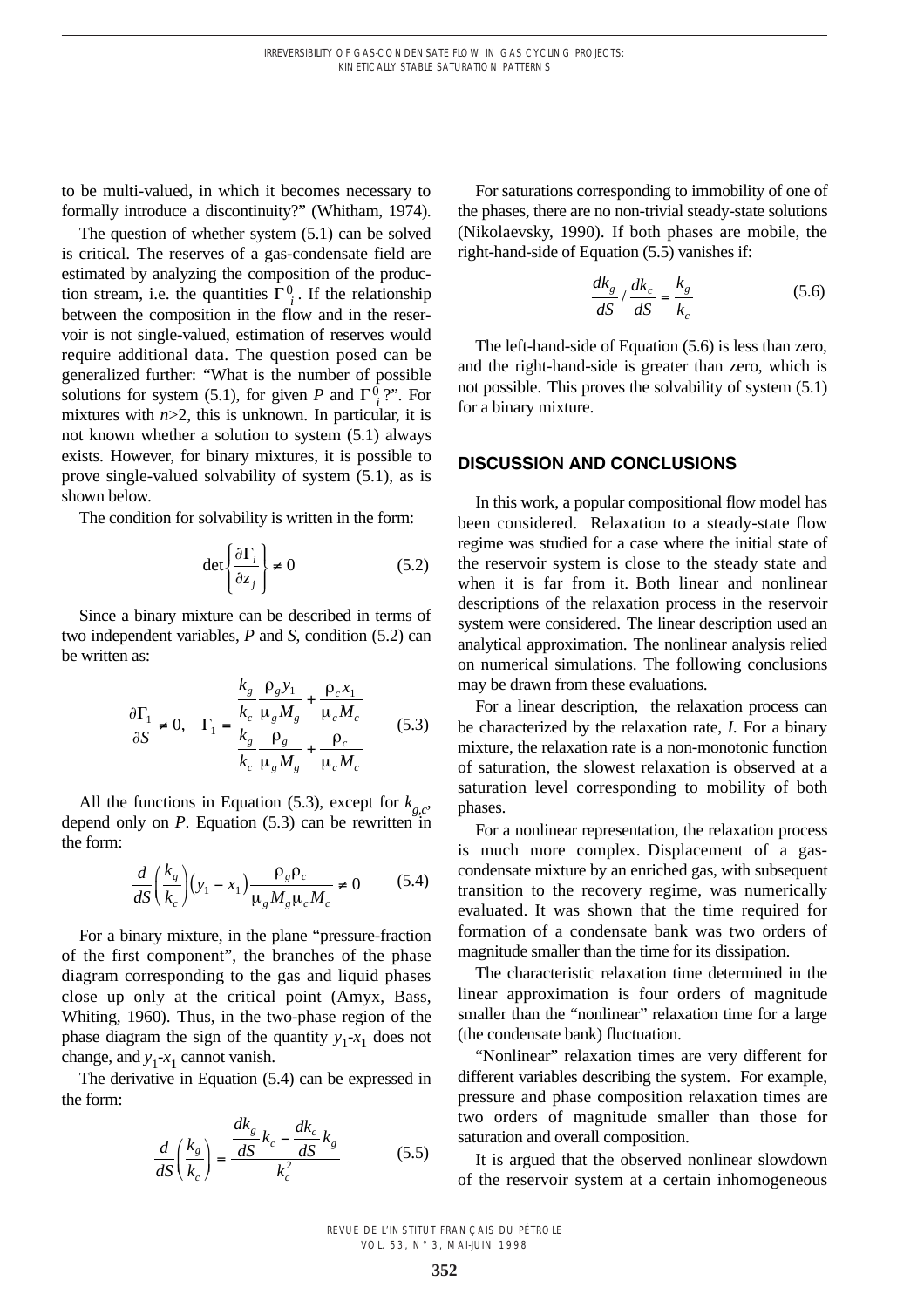to be multi-valued, in which it becomes necessary to formally introduce a discontinuity?" (Whitham, 1974).

The question of whether system (5.1) can be solved is critical. The reserves of a gas-condensate field are estimated by analyzing the composition of the production stream, i.e. the quantities $\Gamma_i^0$. If the relationship between the composition in the flow and in the reservoir is not single-valued, estimation of reserves would require additional data. The question posed can be generalized further: "What is the number of possible solutions for system (5.1), for given $P$ and $\Gamma_i^0$?". For mixtures with $n>2$, this is unknown. In particular, it is not known whether a solution to system (5.1) always exists. However, for binary mixtures, it is possible to prove single-valued solvability of system (5.1), as is shown below.

The condition for solvability is written in the form:

$$\det\left\{\frac{\partial \Gamma_i}{\partial z_j}\right\} \neq 0 \tag{5.2}$$

Since a binary mixture can be described in terms of two independent variables, $P$ and $S$, condition (5.2) can be written as:

$$\frac{\partial \Gamma_1}{\partial S} \neq 0, \quad \Gamma_1 = \frac{\dfrac{k_g}{k_c}\dfrac{\rho_g y_1}{\mu_g M_g} + \dfrac{\rho_c x_1}{\mu_c M_c}}{\dfrac{k_g}{k_c}\dfrac{\rho_g}{\mu_g M_g} + \dfrac{\rho_c}{\mu_c M_c}} \tag{5.3}$$

All the functions in Equation (5.3), except for $k_{g,c}$, depend only on $P$. Equation (5.3) can be rewritten in the form:

$$\frac{d}{dS}\left(\frac{k_g}{k_c}\right)(y_1 - x_1)\frac{\rho_g \rho_c}{\mu_g M_g \mu_c M_c} \neq 0 \tag{5.4}$$

For a binary mixture, in the plane "pressure-fraction of the first component", the branches of the phase diagram corresponding to the gas and liquid phases close up only at the critical point (Amyx, Bass, Whiting, 1960). Thus, in the two-phase region of the phase diagram the sign of the quantity $y_1$-$x_1$ does not change, and $y_1$-$x_1$ cannot vanish.

The derivative in Equation (5.4) can be expressed in the form:

$$\frac{d}{dS}\left(\frac{k_g}{k_c}\right) = \frac{\dfrac{dk_g}{dS}k_c - \dfrac{dk_c}{dS}k_g}{k_c^2} \tag{5.5}$$

For saturations corresponding to immobility of one of the phases, there are no non-trivial steady-state solutions (Nikolaevsky, 1990). If both phases are mobile, the right-hand-side of Equation (5.5) vanishes if:

$$\frac{dk_g}{dS} / \frac{dk_c}{dS} = \frac{k_g}{k_c} \tag{5.6}$$

The left-hand-side of Equation (5.6) is less than zero, and the right-hand-side is greater than zero, which is not possible. This proves the solvability of system (5.1) for a binary mixture.

## DISCUSSION AND CONCLUSIONS

In this work, a popular compositional flow model has been considered. Relaxation to a steady-state flow regime was studied for a case where the initial state of the reservoir system is close to the steady state and when it is far from it. Both linear and nonlinear descriptions of the relaxation process in the reservoir system were considered. The linear description used an analytical approximation. The nonlinear analysis relied on numerical simulations. The following conclusions may be drawn from these evaluations.

For a linear description, the relaxation process can be characterized by the relaxation rate, $I$. For a binary mixture, the relaxation rate is a non-monotonic function of saturation, the slowest relaxation is observed at a saturation level corresponding to mobility of both phases.

For a nonlinear representation, the relaxation process is much more complex. Displacement of a gas-condensate mixture by an enriched gas, with subsequent transition to the recovery regime, was numerically evaluated. It was shown that the time required for formation of a condensate bank was two orders of magnitude smaller than the time for its dissipation.

The characteristic relaxation time determined in the linear approximation is four orders of magnitude smaller than the "nonlinear" relaxation time for a large (the condensate bank) fluctuation.

"Nonlinear" relaxation times are very different for different variables describing the system. For example, pressure and phase composition relaxation times are two orders of magnitude smaller than those for saturation and overall composition.

It is argued that the observed nonlinear slowdown of the reservoir system at a certain inhomogeneous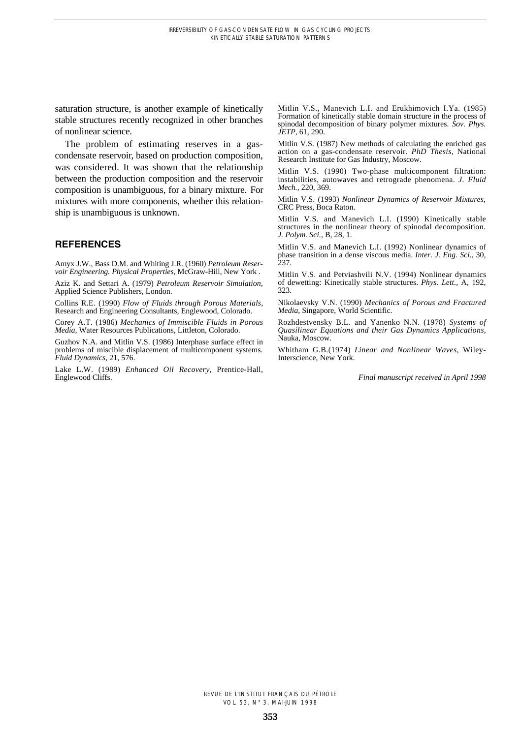saturation structure, is another example of kinetically stable structures recently recognized in other branches of nonlinear science.

The problem of estimating reserves in a gas-condensate reservoir, based on production composition, was considered. It was shown that the relationship between the production composition and the reservoir composition is unambiguous, for a binary mixture. For mixtures with more components, whether this relationship is unambiguous is unknown.

## REFERENCES

Amyx J.W., Bass D.M. and Whiting J.R. (1960) *Petroleum Reservoir Engineering. Physical Properties,* McGraw-Hill, New York .

Aziz K. and Settari A. (1979) *Petroleum Reservoir Simulation,* Applied Science Publishers, London.

Collins R.E. (1990) *Flow of Fluids through Porous Materials,* Research and Engineering Consultants, Englewood, Colorado.

Corey A.T. (1986) *Mechanics of Immiscible Fluids in Porous Media,* Water Resources Publications, Littleton, Colorado.

Guzhov N.A. and Mitlin V.S. (1986) Interphase surface effect in problems of miscible displacement of multicomponent systems. *Fluid Dynamics,* 21, 576.

Lake L.W. (1989) *Enhanced Oil Recovery,* Prentice-Hall, Englewood Cliffs.

Mitlin V.S., Manevich L.I. and Erukhimovich I.Ya. (1985) Formation of kinetically stable domain structure in the process of spinodal decomposition of binary polymer mixtures. *Sov. Phys. JETP,* 61, 290.

Mitlin V.S. (1987) New methods of calculating the enriched gas action on a gas-condensate reservoir. *PhD Thesis,* National Research Institute for Gas Industry, Moscow.

Mitlin V.S. (1990) Two-phase multicomponent filtration: instabilities, autowaves and retrograde phenomena. *J. Fluid Mech.,* 220, 369.

Mitlin V.S. (1993) *Nonlinear Dynamics of Reservoir Mixtures,* CRC Press, Boca Raton.

Mitlin V.S. and Manevich L.I. (1990) Kinetically stable structures in the nonlinear theory of spinodal decomposition. *J. Polym. Sci.,* B, 28, 1.

Mitlin V.S. and Manevich L.I. (1992) Nonlinear dynamics of phase transition in a dense viscous media. *Inter. J. Eng. Sci.,* 30, 237.

Mitlin V.S. and Petviashvili N.V. (1994) Nonlinear dynamics of dewetting: Kinetically stable structures. *Phys. Lett.,* A, 192, 323.

Nikolaevsky V.N. (1990) *Mechanics of Porous and Fractured Media,* Singapore, World Scientific.

Rozhdestvensky B.L. and Yanenko N.N. (1978) *Systems of Quasilinear Equations and their Gas Dynamics Applications,* Nauka, Moscow.

Whitham G.B.(1974) *Linear and Nonlinear Waves,* Wiley-Interscience, New York.

*Final manuscript received in April 1998*